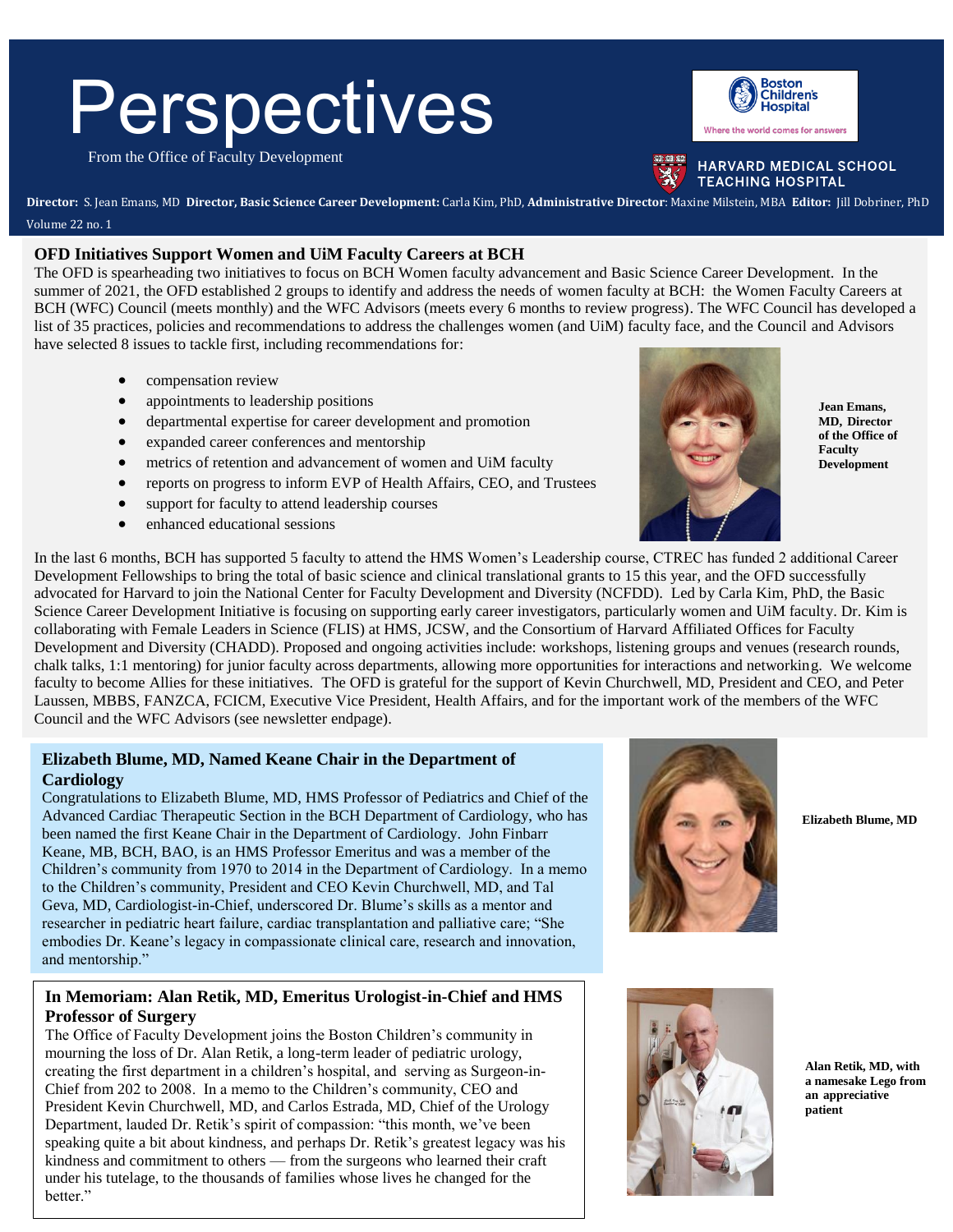# Perspectives

From the Office of Faculty Development

Boston Children's Hospital — Where the world comes for answers

HARVARD MEDICAL SCHOOL TEACHING HOSPITAL

**Director:** S. Jean Emans, MD **Director, Basic Science Career Development:** Carla Kim, PhD, **Administrative Director**: Maxine Milstein, MBA **Editor:** Jill Dobriner, PhD

Volume 22 no. 1

## OFD Initiatives Support Women and UiM Faculty Careers at BCH

The OFD is spearheading two initiatives to focus on BCH Women faculty advancement and Basic Science Career Development. In the summer of 2021, the OFD established 2 groups to identify and address the needs of women faculty at BCH: the Women Faculty Careers at BCH (WFC) Council (meets monthly) and the WFC Advisors (meets every 6 months to review progress). The WFC Council has developed a list of 35 practices, policies and recommendations to address the challenges women (and UiM) faculty face, and the Council and Advisors have selected 8 issues to tackle first, including recommendations for:

- compensation review
- appointments to leadership positions
- departmental expertise for career development and promotion
- expanded career conferences and mentorship
- metrics of retention and advancement of women and UiM faculty
- reports on progress to inform EVP of Health Affairs, CEO, and Trustees
- support for faculty to attend leadership courses
- enhanced educational sessions

**Jean Emans, MD, Director of the Office of Faculty Development**

In the last 6 months, BCH has supported 5 faculty to attend the HMS Women's Leadership course, CTREC has funded 2 additional Career Development Fellowships to bring the total of basic science and clinical translational grants to 15 this year, and the OFD successfully advocated for Harvard to join the National Center for Faculty Development and Diversity (NCFDD). Led by Carla Kim, PhD, the Basic Science Career Development Initiative is focusing on supporting early career investigators, particularly women and UiM faculty. Dr. Kim is collaborating with Female Leaders in Science (FLIS) at HMS, JCSW, and the Consortium of Harvard Affiliated Offices for Faculty Development and Diversity (CHADD). Proposed and ongoing activities include: workshops, listening groups and venues (research rounds, chalk talks, 1:1 mentoring) for junior faculty across departments, allowing more opportunities for interactions and networking. We welcome faculty to become Allies for these initiatives. The OFD is grateful for the support of Kevin Churchwell, MD, President and CEO, and Peter Laussen, MBBS, FANZCA, FCICM, Executive Vice President, Health Affairs, and for the important work of the members of the WFC Council and the WFC Advisors (see newsletter endpage).

## Elizabeth Blume, MD, Named Keane Chair in the Department of Cardiology

Congratulations to Elizabeth Blume, MD, HMS Professor of Pediatrics and Chief of the Advanced Cardiac Therapeutic Section in the BCH Department of Cardiology, who has been named the first Keane Chair in the Department of Cardiology. John Finbarr Keane, MB, BCH, BAO, is an HMS Professor Emeritus and was a member of the Children's community from 1970 to 2014 in the Department of Cardiology. In a memo to the Children's community, President and CEO Kevin Churchwell, MD, and Tal Geva, MD, Cardiologist-in-Chief, underscored Dr. Blume's skills as a mentor and researcher in pediatric heart failure, cardiac transplantation and palliative care; "She embodies Dr. Keane's legacy in compassionate clinical care, research and innovation, and mentorship."

**Elizabeth Blume, MD**

## In Memoriam: Alan Retik, MD, Emeritus Urologist-in-Chief and HMS Professor of Surgery

The Office of Faculty Development joins the Boston Children's community in mourning the loss of Dr. Alan Retik, a long-term leader of pediatric urology, creating the first department in a children's hospital, and serving as Surgeon-in-Chief from 202 to 2008. In a memo to the Children's community, CEO and President Kevin Churchwell, MD, and Carlos Estrada, MD, Chief of the Urology Department, lauded Dr. Retik's spirit of compassion: "this month, we've been speaking quite a bit about kindness, and perhaps Dr. Retik's greatest legacy was his kindness and commitment to others — from the surgeons who learned their craft under his tutelage, to the thousands of families whose lives he changed for the better."

**Alan Retik, MD, with a namesake Lego from an appreciative patient**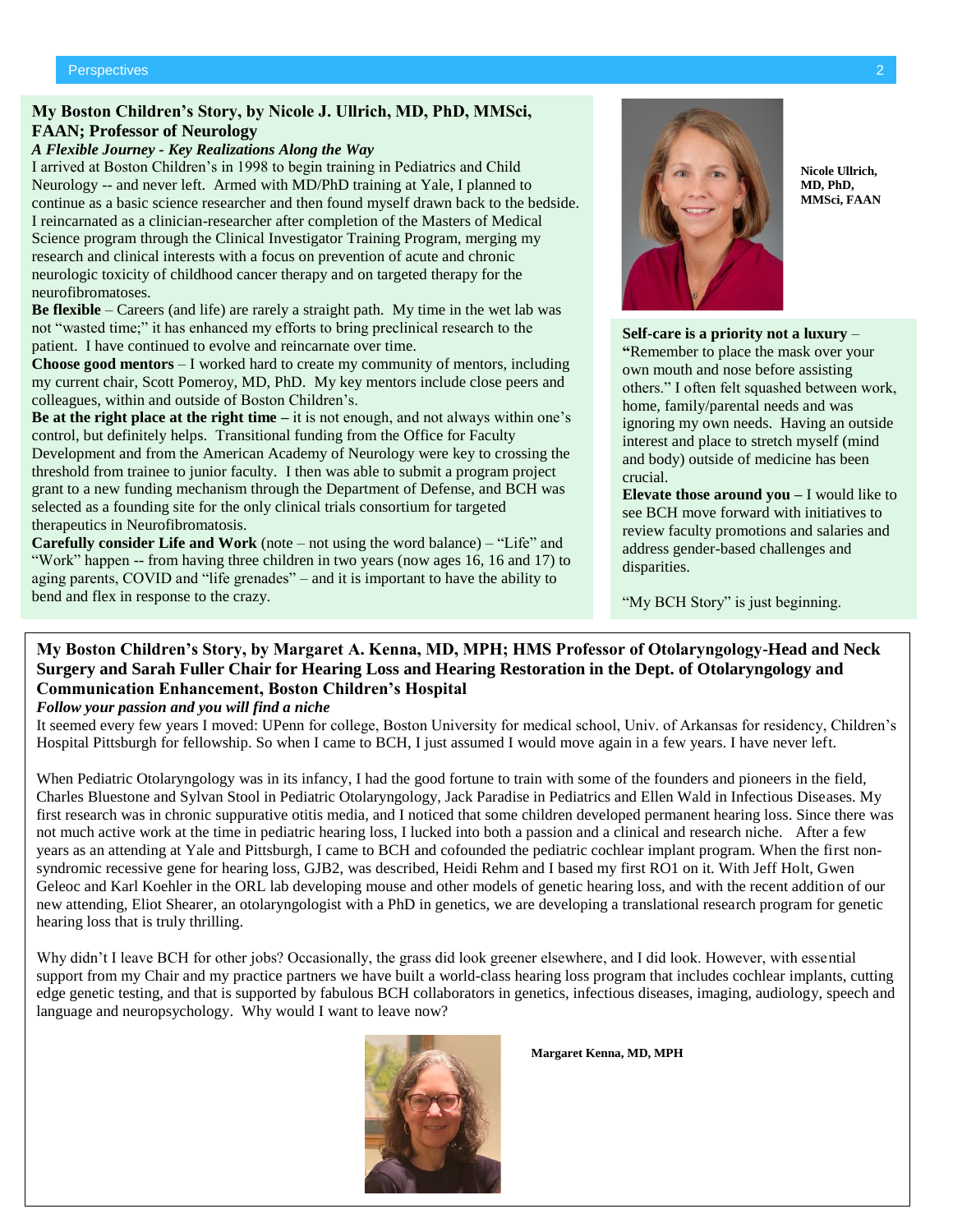## My Boston Children's Story, by Nicole J. Ullrich, MD, PhD, MMSci, FAAN; Professor of Neurology

***A Flexible Journey - Key Realizations Along the Way***

I arrived at Boston Children's in 1998 to begin training in Pediatrics and Child Neurology -- and never left. Armed with MD/PhD training at Yale, I planned to continue as a basic science researcher and then found myself drawn back to the bedside. I reincarnated as a clinician-researcher after completion of the Masters of Medical Science program through the Clinical Investigator Training Program, merging my research and clinical interests with a focus on prevention of acute and chronic neurologic toxicity of childhood cancer therapy and on targeted therapy for the neurofibromatoses.

**Be flexible** – Careers (and life) are rarely a straight path. My time in the wet lab was not "wasted time;" it has enhanced my efforts to bring preclinical research to the patient. I have continued to evolve and reincarnate over time.

**Choose good mentors** – I worked hard to create my community of mentors, including my current chair, Scott Pomeroy, MD, PhD. My key mentors include close peers and colleagues, within and outside of Boston Children's.

**Be at the right place at the right time –** it is not enough, and not always within one's control, but definitely helps. Transitional funding from the Office for Faculty Development and from the American Academy of Neurology were key to crossing the threshold from trainee to junior faculty. I then was able to submit a program project grant to a new funding mechanism through the Department of Defense, and BCH was selected as a founding site for the only clinical trials consortium for targeted therapeutics in Neurofibromatosis.

**Carefully consider Life and Work** (note – not using the word balance) – "Life" and "Work" happen -- from having three children in two years (now ages 16, 16 and 17) to aging parents, COVID and "life grenades" – and it is important to have the ability to bend and flex in response to the crazy.

**Nicole Ullrich, MD, PhD, MMSci, FAAN**

**Self-care is a priority not a luxury** – **"**Remember to place the mask over your own mouth and nose before assisting others." I often felt squashed between work, home, family/parental needs and was ignoring my own needs. Having an outside interest and place to stretch myself (mind and body) outside of medicine has been crucial.

**Elevate those around you –** I would like to see BCH move forward with initiatives to review faculty promotions and salaries and address gender-based challenges and disparities.

"My BCH Story" is just beginning.

## My Boston Children's Story, by Margaret A. Kenna, MD, MPH; HMS Professor of Otolaryngology-Head and Neck Surgery and Sarah Fuller Chair for Hearing Loss and Hearing Restoration in the Dept. of Otolaryngology and Communication Enhancement, Boston Children's Hospital

***Follow your passion and you will find a niche***

It seemed every few years I moved: UPenn for college, Boston University for medical school, Univ. of Arkansas for residency, Children's Hospital Pittsburgh for fellowship. So when I came to BCH, I just assumed I would move again in a few years. I have never left.

When Pediatric Otolaryngology was in its infancy, I had the good fortune to train with some of the founders and pioneers in the field, Charles Bluestone and Sylvan Stool in Pediatric Otolaryngology, Jack Paradise in Pediatrics and Ellen Wald in Infectious Diseases. My first research was in chronic suppurative otitis media, and I noticed that some children developed permanent hearing loss. Since there was not much active work at the time in pediatric hearing loss, I lucked into both a passion and a clinical and research niche. After a few years as an attending at Yale and Pittsburgh, I came to BCH and cofounded the pediatric cochlear implant program. When the first non-syndromic recessive gene for hearing loss, GJB2, was described, Heidi Rehm and I based my first RO1 on it. With Jeff Holt, Gwen Geleoc and Karl Koehler in the ORL lab developing mouse and other models of genetic hearing loss, and with the recent addition of our new attending, Eliot Shearer, an otolaryngologist with a PhD in genetics, we are developing a translational research program for genetic hearing loss that is truly thrilling.

Why didn't I leave BCH for other jobs? Occasionally, the grass did look greener elsewhere, and I did look. However, with essential support from my Chair and my practice partners we have built a world-class hearing loss program that includes cochlear implants, cutting edge genetic testing, and that is supported by fabulous BCH collaborators in genetics, infectious diseases, imaging, audiology, speech and language and neuropsychology. Why would I want to leave now?

**Margaret Kenna, MD, MPH**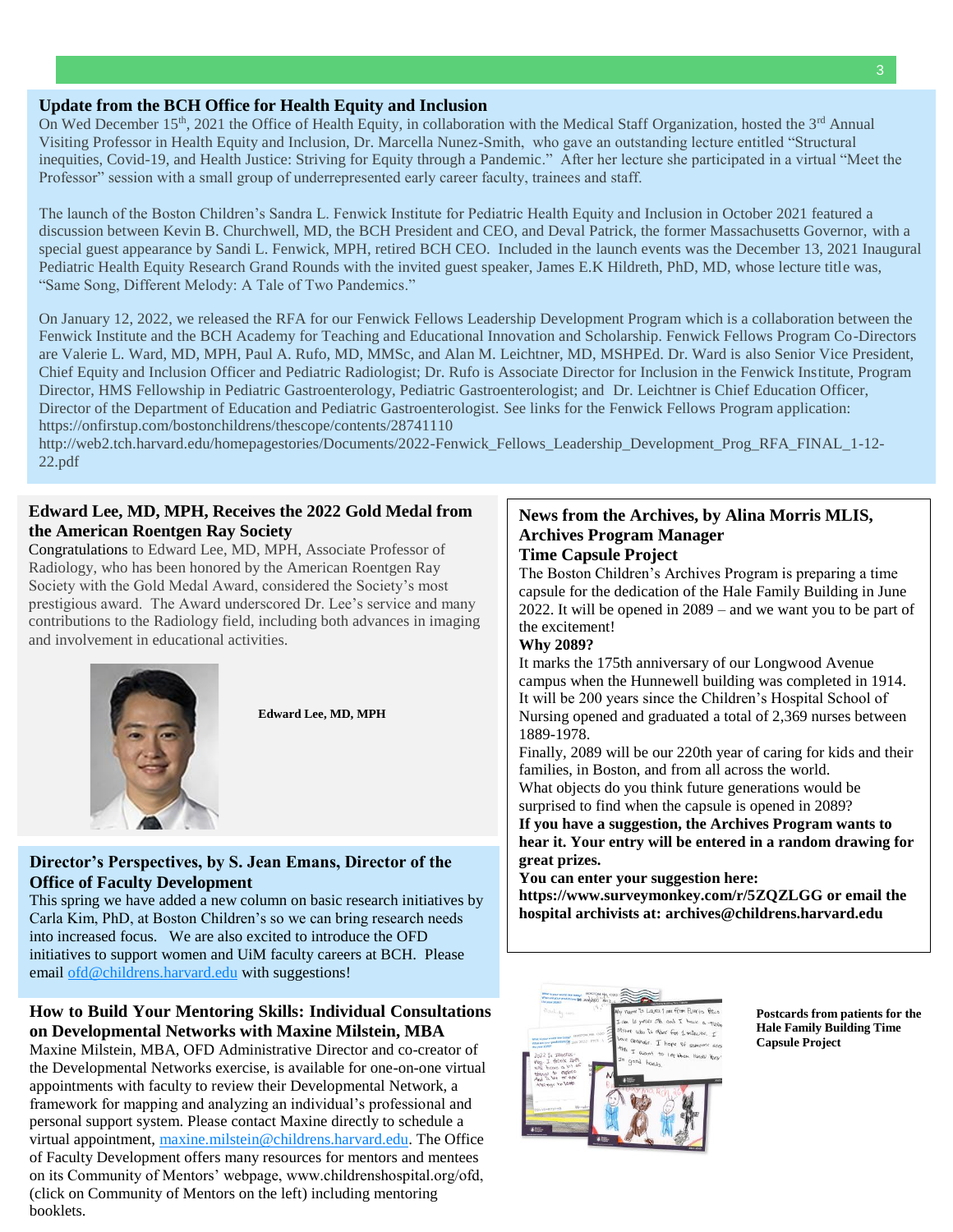## Update from the BCH Office for Health Equity and Inclusion

On Wed December 15th, 2021 the Office of Health Equity, in collaboration with the Medical Staff Organization, hosted the 3rd Annual Visiting Professor in Health Equity and Inclusion, Dr. Marcella Nunez-Smith, who gave an outstanding lecture entitled "Structural inequities, Covid-19, and Health Justice: Striving for Equity through a Pandemic." After her lecture she participated in a virtual "Meet the Professor" session with a small group of underrepresented early career faculty, trainees and staff.

The launch of the Boston Children's Sandra L. Fenwick Institute for Pediatric Health Equity and Inclusion in October 2021 featured a discussion between Kevin B. Churchwell, MD, the BCH President and CEO, and Deval Patrick, the former Massachusetts Governor, with a special guest appearance by Sandi L. Fenwick, MPH, retired BCH CEO. Included in the launch events was the December 13, 2021 Inaugural Pediatric Health Equity Research Grand Rounds with the invited guest speaker, James E.K Hildreth, PhD, MD, whose lecture title was, "Same Song, Different Melody: A Tale of Two Pandemics."

On January 12, 2022, we released the RFA for our Fenwick Fellows Leadership Development Program which is a collaboration between the Fenwick Institute and the BCH Academy for Teaching and Educational Innovation and Scholarship. Fenwick Fellows Program Co-Directors are Valerie L. Ward, MD, MPH, Paul A. Rufo, MD, MMSc, and Alan M. Leichtner, MD, MSHPEd. Dr. Ward is also Senior Vice President, Chief Equity and Inclusion Officer and Pediatric Radiologist; Dr. Rufo is Associate Director for Inclusion in the Fenwick Institute, Program Director, HMS Fellowship in Pediatric Gastroenterology, Pediatric Gastroenterologist; and Dr. Leichtner is Chief Education Officer, Director of the Department of Education and Pediatric Gastroenterologist. See links for the Fenwick Fellows Program application:
https://onfirstup.com/bostonchildrens/thescope/contents/28741110
http://web2.tch.harvard.edu/homepagestories/Documents/2022-Fenwick_Fellows_Leadership_Development_Prog_RFA_FINAL_1-12-22.pdf

## Edward Lee, MD, MPH, Receives the 2022 Gold Medal from the American Roentgen Ray Society

Congratulations to Edward Lee, MD, MPH, Associate Professor of Radiology, who has been honored by the American Roentgen Ray Society with the Gold Medal Award, considered the Society's most prestigious award. The Award underscored Dr. Lee's service and many contributions to the Radiology field, including both advances in imaging and involvement in educational activities.

**Edward Lee, MD, MPH**

## Director's Perspectives, by S. Jean Emans, Director of the Office of Faculty Development

This spring we have added a new column on basic research initiatives by Carla Kim, PhD, at Boston Children's so we can bring research needs into increased focus. We are also excited to introduce the OFD initiatives to support women and UiM faculty careers at BCH. Please email ofd@childrens.harvard.edu with suggestions!

## How to Build Your Mentoring Skills: Individual Consultations on Developmental Networks with Maxine Milstein, MBA

Maxine Milstein, MBA, OFD Administrative Director and co-creator of the Developmental Networks exercise, is available for one-on-one virtual appointments with faculty to review their Developmental Network, a framework for mapping and analyzing an individual's professional and personal support system. Please contact Maxine directly to schedule a virtual appointment, maxine.milstein@childrens.harvard.edu. The Office of Faculty Development offers many resources for mentors and mentees on its Community of Mentors' webpage, www.childrenshospital.org/ofd, (click on Community of Mentors on the left) including mentoring booklets.

## News from the Archives, by Alina Morris MLIS, Archives Program Manager

### Time Capsule Project

The Boston Children's Archives Program is preparing a time capsule for the dedication of the Hale Family Building in June 2022. It will be opened in 2089 – and we want you to be part of the excitement!

**Why 2089?**

It marks the 175th anniversary of our Longwood Avenue campus when the Hunnewell building was completed in 1914.
It will be 200 years since the Children's Hospital School of Nursing opened and graduated a total of 2,369 nurses between 1889-1978.
Finally, 2089 will be our 220th year of caring for kids and their families, in Boston, and from all across the world.
What objects do you think future generations would be surprised to find when the capsule is opened in 2089?

**If you have a suggestion, the Archives Program wants to hear it. Your entry will be entered in a random drawing for great prizes.**

**You can enter your suggestion here: https://www.surveymonkey.com/r/5ZQZLGG or email the hospital archivists at: archives@childrens.harvard.edu**

**Postcards from patients for the Hale Family Building Time Capsule Project**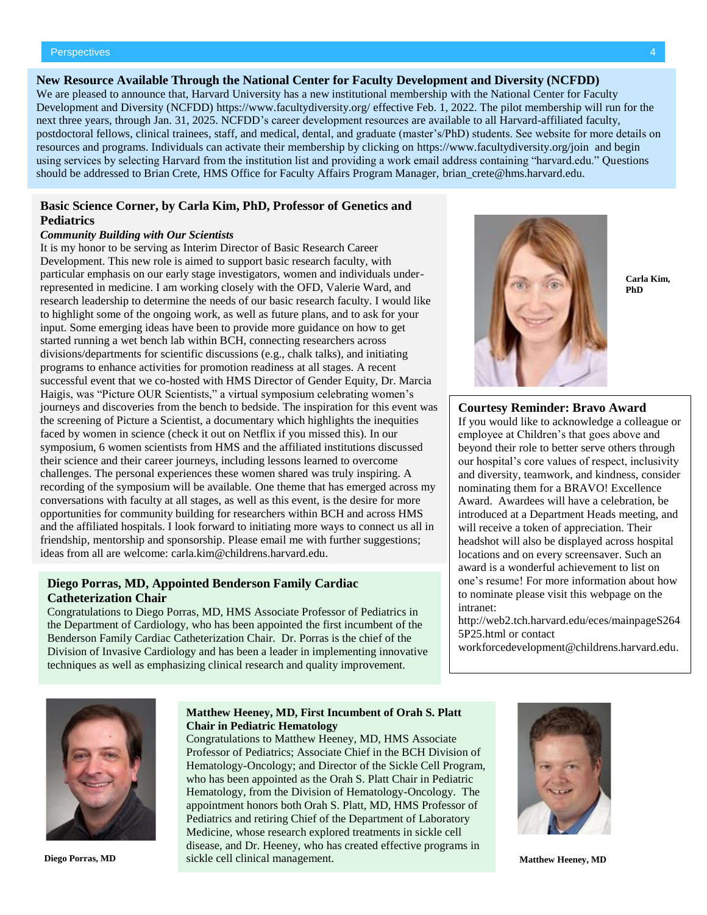## New Resource Available Through the National Center for Faculty Development and Diversity (NCFDD)

We are pleased to announce that, Harvard University has a new institutional membership with the National Center for Faculty Development and Diversity (NCFDD) https://www.facultydiversity.org/ effective Feb. 1, 2022. The pilot membership will run for the next three years, through Jan. 31, 2025. NCFDD's career development resources are available to all Harvard-affiliated faculty, postdoctoral fellows, clinical trainees, staff, and medical, dental, and graduate (master's/PhD) students. See website for more details on resources and programs. Individuals can activate their membership by clicking on https://www.facultydiversity.org/join and begin using services by selecting Harvard from the institution list and providing a work email address containing "harvard.edu." Questions should be addressed to Brian Crete, HMS Office for Faculty Affairs Program Manager, brian_crete@hms.harvard.edu.

## Basic Science Corner, by Carla Kim, PhD, Professor of Genetics and Pediatrics

***Community Building with Our Scientists***

It is my honor to be serving as Interim Director of Basic Research Career Development. This new role is aimed to support basic research faculty, with particular emphasis on our early stage investigators, women and individuals under-represented in medicine. I am working closely with the OFD, Valerie Ward, and research leadership to determine the needs of our basic research faculty. I would like to highlight some of the ongoing work, as well as future plans, and to ask for your input. Some emerging ideas have been to provide more guidance on how to get started running a wet bench lab within BCH, connecting researchers across divisions/departments for scientific discussions (e.g., chalk talks), and initiating programs to enhance activities for promotion readiness at all stages. A recent successful event that we co-hosted with HMS Director of Gender Equity, Dr. Marcia Haigis, was "Picture OUR Scientists," a virtual symposium celebrating women's journeys and discoveries from the bench to bedside. The inspiration for this event was the screening of Picture a Scientist, a documentary which highlights the inequities faced by women in science (check it out on Netflix if you missed this). In our symposium, 6 women scientists from HMS and the affiliated institutions discussed their science and their career journeys, including lessons learned to overcome challenges. The personal experiences these women shared was truly inspiring. A recording of the symposium will be available. One theme that has emerged across my conversations with faculty at all stages, as well as this event, is the desire for more opportunities for community building for researchers within BCH and across HMS and the affiliated hospitals. I look forward to initiating more ways to connect us all in friendship, mentorship and sponsorship. Please email me with further suggestions; ideas from all are welcome: carla.kim@childrens.harvard.edu.

**Carla Kim, PhD**

## Courtesy Reminder: Bravo Award

If you would like to acknowledge a colleague or employee at Children's that goes above and beyond their role to better serve others through our hospital's core values of respect, inclusivity and diversity, teamwork, and kindness, consider nominating them for a BRAVO! Excellence Award. Awardees will have a celebration, be introduced at a Department Heads meeting, and will receive a token of appreciation. Their headshot will also be displayed across hospital locations and on every screensaver. Such an award is a wonderful achievement to list on one's resume! For more information about how to nominate please visit this webpage on the intranet: http://web2.tch.harvard.edu/eces/mainpageS2645P25.html or contact workforcedevelopment@childrens.harvard.edu.

## Diego Porras, MD, Appointed Benderson Family Cardiac Catheterization Chair

Congratulations to Diego Porras, MD, HMS Associate Professor of Pediatrics in the Department of Cardiology, who has been appointed the first incumbent of the Benderson Family Cardiac Catheterization Chair. Dr. Porras is the chief of the Division of Invasive Cardiology and has been a leader in implementing innovative techniques as well as emphasizing clinical research and quality improvement.

**Diego Porras, MD**

## Matthew Heeney, MD, First Incumbent of Orah S. Platt Chair in Pediatric Hematology

Congratulations to Matthew Heeney, MD, HMS Associate Professor of Pediatrics; Associate Chief in the BCH Division of Hematology-Oncology; and Director of the Sickle Cell Program, who has been appointed as the Orah S. Platt Chair in Pediatric Hematology, from the Division of Hematology-Oncology. The appointment honors both Orah S. Platt, MD, HMS Professor of Pediatrics and retiring Chief of the Department of Laboratory Medicine, whose research explored treatments in sickle cell disease, and Dr. Heeney, who has created effective programs in sickle cell clinical management.

**Matthew Heeney, MD**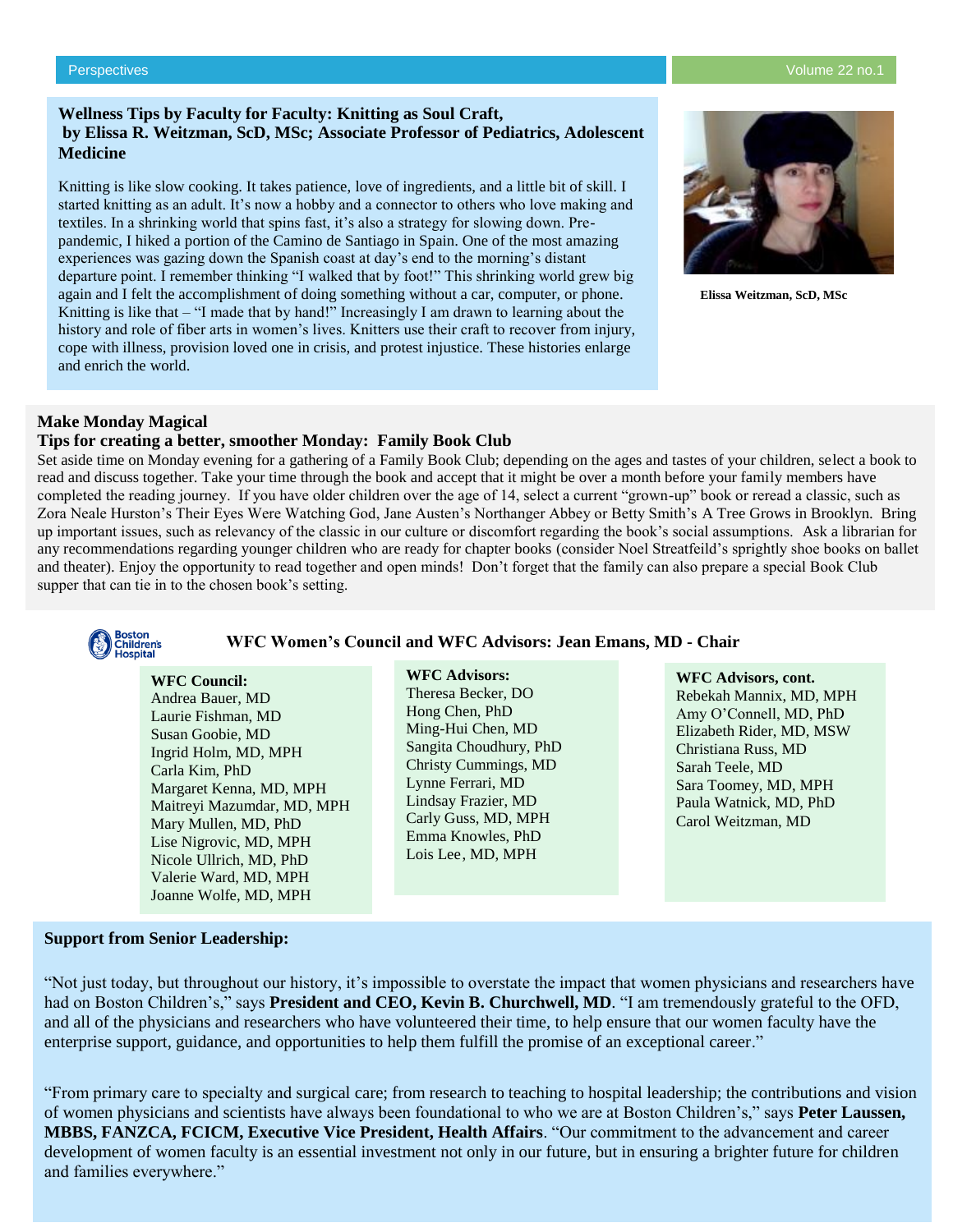## Wellness Tips by Faculty for Faculty: Knitting as Soul Craft, by Elissa R. Weitzman, ScD, MSc; Associate Professor of Pediatrics, Adolescent Medicine

Knitting is like slow cooking. It takes patience, love of ingredients, and a little bit of skill. I started knitting as an adult. It's now a hobby and a connector to others who love making and textiles. In a shrinking world that spins fast, it's also a strategy for slowing down. Pre-pandemic, I hiked a portion of the Camino de Santiago in Spain. One of the most amazing experiences was gazing down the Spanish coast at day's end to the morning's distant departure point. I remember thinking "I walked that by foot!" This shrinking world grew big again and I felt the accomplishment of doing something without a car, computer, or phone. Knitting is like that – "I made that by hand!" Increasingly I am drawn to learning about the history and role of fiber arts in women's lives. Knitters use their craft to recover from injury, cope with illness, provision loved one in crisis, and protest injustice. These histories enlarge and enrich the world.

**Elissa Weitzman, ScD, MSc**

## Make Monday Magical

### Tips for creating a better, smoother Monday: Family Book Club

Set aside time on Monday evening for a gathering of a Family Book Club; depending on the ages and tastes of your children, select a book to read and discuss together. Take your time through the book and accept that it might be over a month before your family members have completed the reading journey. If you have older children over the age of 14, select a current "grown-up" book or reread a classic, such as Zora Neale Hurston's Their Eyes Were Watching God, Jane Austen's Northanger Abbey or Betty Smith's A Tree Grows in Brooklyn. Bring up important issues, such as relevancy of the classic in our culture or discomfort regarding the book's social assumptions. Ask a librarian for any recommendations regarding younger children who are ready for chapter books (consider Noel Streatfeild's sprightly shoe books on ballet and theater). Enjoy the opportunity to read together and open minds! Don't forget that the family can also prepare a special Book Club supper that can tie in to the chosen book's setting.

Boston Children's Hospital

## WFC Women's Council and WFC Advisors: Jean Emans, MD - Chair

**WFC Council:**
Andrea Bauer, MD
Laurie Fishman, MD
Susan Goobie, MD
Ingrid Holm, MD, MPH
Carla Kim, PhD
Margaret Kenna, MD, MPH
Maitreyi Mazumdar, MD, MPH
Mary Mullen, MD, PhD
Lise Nigrovic, MD, MPH
Nicole Ullrich, MD, PhD
Valerie Ward, MD, MPH
Joanne Wolfe, MD, MPH

**WFC Advisors:**
Theresa Becker, DO
Hong Chen, PhD
Ming-Hui Chen, MD
Sangita Choudhury, PhD
Christy Cummings, MD
Lynne Ferrari, MD
Lindsay Frazier, MD
Carly Guss, MD, MPH
Emma Knowles, PhD
Lois Lee, MD, MPH

**WFC Advisors, cont.**
Rebekah Mannix, MD, MPH
Amy O'Connell, MD, PhD
Elizabeth Rider, MD, MSW
Christiana Russ, MD
Sarah Teele, MD
Sara Toomey, MD, MPH
Paula Watnick, MD, PhD
Carol Weitzman, MD

**Support from Senior Leadership:**

"Not just today, but throughout our history, it's impossible to overstate the impact that women physicians and researchers have had on Boston Children's," says **President and CEO, Kevin B. Churchwell, MD**. "I am tremendously grateful to the OFD, and all of the physicians and researchers who have volunteered their time, to help ensure that our women faculty have the enterprise support, guidance, and opportunities to help them fulfill the promise of an exceptional career."

"From primary care to specialty and surgical care; from research to teaching to hospital leadership; the contributions and vision of women physicians and scientists have always been foundational to who we are at Boston Children's," says **Peter Laussen, MBBS, FANZCA, FCICM, Executive Vice President, Health Affairs**. "Our commitment to the advancement and career development of women faculty is an essential investment not only in our future, but in ensuring a brighter future for children and families everywhere."